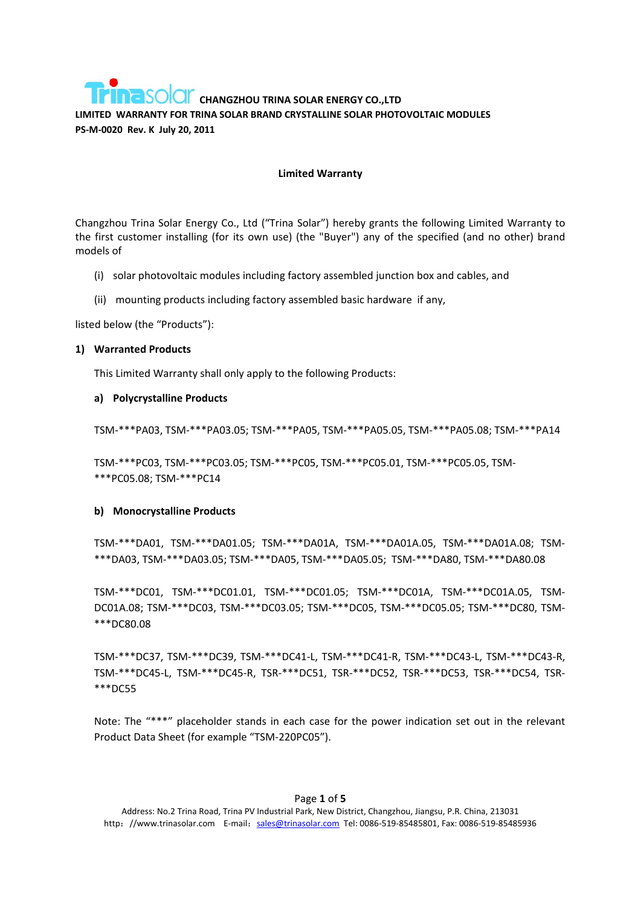**CHANGZHOU TRINA SOLAR ENERGY CO.,LTD**

**LIMITED WARRANTY FOR TRINA SOLAR BRAND CRYSTALLINE SOLAR PHOTOVOLTAIC MODULES**

**PS-M-0020 Rev. K July 20, 2011**

## Limited Warranty

Changzhou Trina Solar Energy Co., Ltd ("Trina Solar") hereby grants the following Limited Warranty to the first customer installing (for its own use) (the "Buyer") any of the specified (and no other) brand models of

(i) solar photovoltaic modules including factory assembled junction box and cables, and

(ii) mounting products including factory assembled basic hardware if any,

listed below (the "Products"):

### 1) Warranted Products

This Limited Warranty shall only apply to the following Products:

#### a) Polycrystalline Products

TSM-***PA03, TSM-***PA03.05; TSM-***PA05, TSM-***PA05.05, TSM-***PA05.08; TSM-***PA14

TSM-***PC03, TSM-***PC03.05; TSM-***PC05, TSM-***PC05.01, TSM-***PC05.05, TSM-***PC05.08; TSM-***PC14

#### b) Monocrystalline Products

TSM-***DA01, TSM-***DA01.05; TSM-***DA01A, TSM-***DA01A.05, TSM-***DA01A.08; TSM-***DA03, TSM-***DA03.05; TSM-***DA05, TSM-***DA05.05; TSM-***DA80, TSM-***DA80.08

TSM-***DC01, TSM-***DC01.01, TSM-***DC01.05; TSM-***DC01A, TSM-***DC01A.05, TSM-DC01A.08; TSM-***DC03, TSM-***DC03.05; TSM-***DC05, TSM-***DC05.05; TSM-***DC80, TSM-***DC80.08

TSM-***DC37, TSM-***DC39, TSM-***DC41-L, TSM-***DC41-R, TSM-***DC43-L, TSM-***DC43-R, TSM-***DC45-L, TSM-***DC45-R, TSR-***DC51, TSR-***DC52, TSR-***DC53, TSR-***DC54, TSR-***DC55

Note: The "***" placeholder stands in each case for the power indication set out in the relevant Product Data Sheet (for example "TSM-220PC05").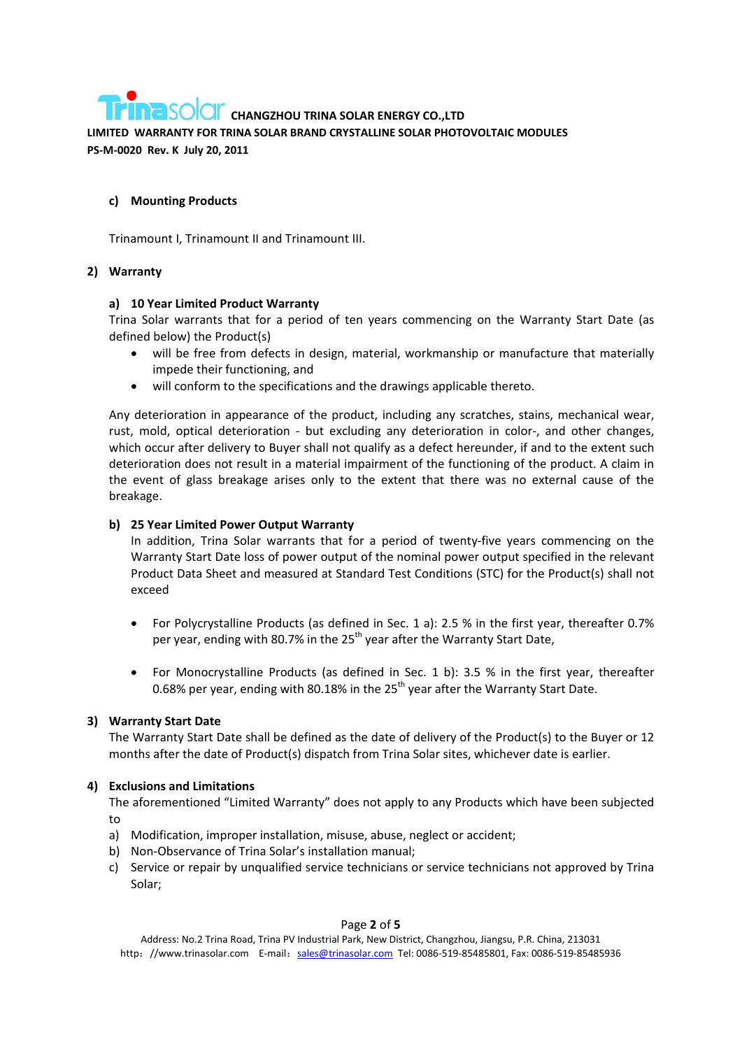#### c) Mounting Products

Trinamount I, Trinamount II and Trinamount III.

### 2) Warranty

#### a) 10 Year Limited Product Warranty

Trina Solar warrants that for a period of ten years commencing on the Warranty Start Date (as defined below) the Product(s)

- will be free from defects in design, material, workmanship or manufacture that materially impede their functioning, and
- will conform to the specifications and the drawings applicable thereto.

Any deterioration in appearance of the product, including any scratches, stains, mechanical wear, rust, mold, optical deterioration - but excluding any deterioration in color-, and other changes, which occur after delivery to Buyer shall not qualify as a defect hereunder, if and to the extent such deterioration does not result in a material impairment of the functioning of the product. A claim in the event of glass breakage arises only to the extent that there was no external cause of the breakage.

#### b) 25 Year Limited Power Output Warranty

In addition, Trina Solar warrants that for a period of twenty-five years commencing on the Warranty Start Date loss of power output of the nominal power output specified in the relevant Product Data Sheet and measured at Standard Test Conditions (STC) for the Product(s) shall not exceed

- For Polycrystalline Products (as defined in Sec. 1 a): 2.5 % in the first year, thereafter 0.7% per year, ending with 80.7% in the 25th year after the Warranty Start Date,
- For Monocrystalline Products (as defined in Sec. 1 b): 3.5 % in the first year, thereafter 0.68% per year, ending with 80.18% in the 25th year after the Warranty Start Date.

### 3) Warranty Start Date

The Warranty Start Date shall be defined as the date of delivery of the Product(s) to the Buyer or 12 months after the date of Product(s) dispatch from Trina Solar sites, whichever date is earlier.

### 4) Exclusions and Limitations

The aforementioned "Limited Warranty" does not apply to any Products which have been subjected to

a) Modification, improper installation, misuse, abuse, neglect or accident;

b) Non-Observance of Trina Solar's installation manual;

c) Service or repair by unqualified service technicians or service technicians not approved by Trina Solar;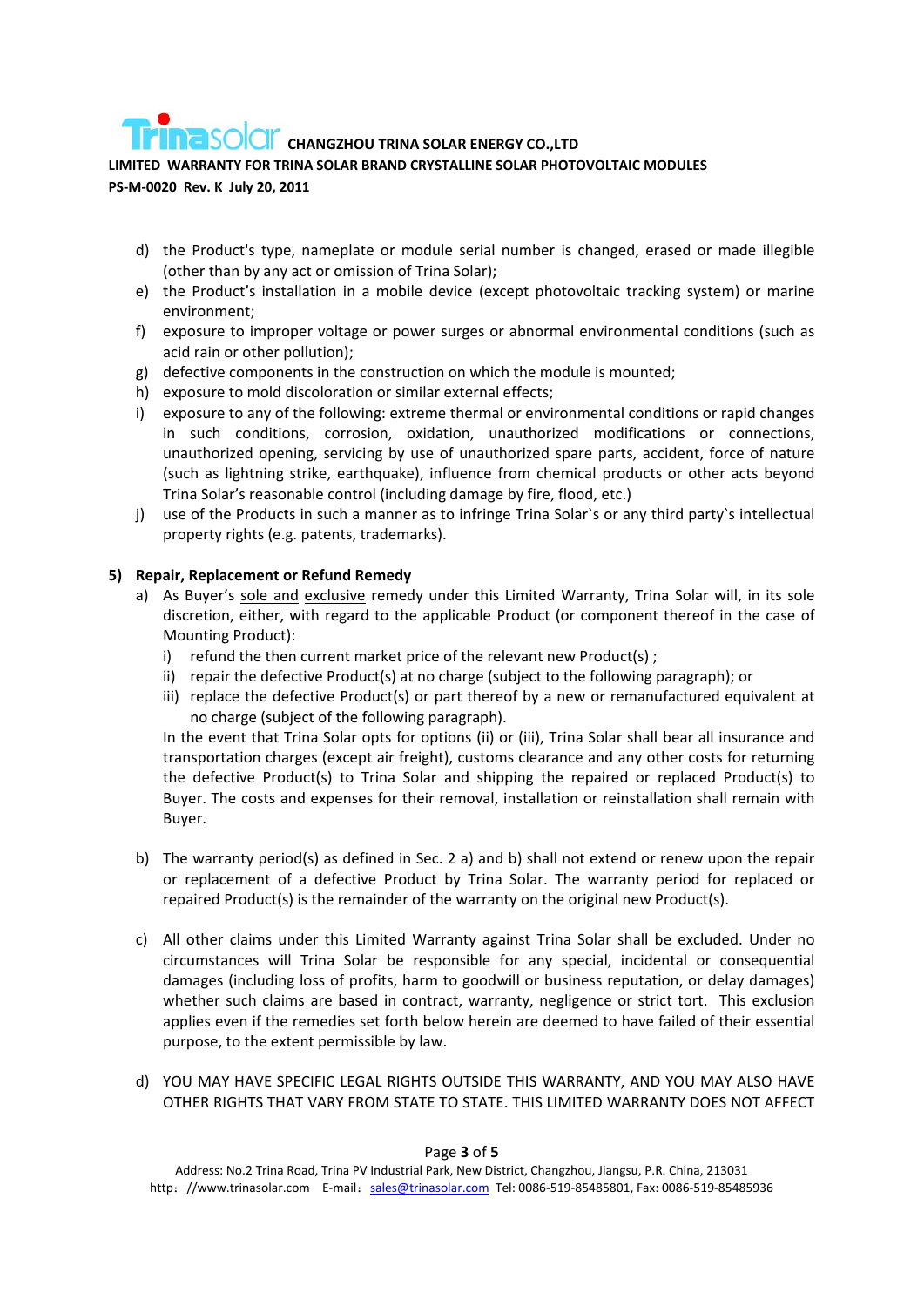d) the Product's type, nameplate or module serial number is changed, erased or made illegible (other than by any act or omission of Trina Solar);
e) the Product's installation in a mobile device (except photovoltaic tracking system) or marine environment;
f) exposure to improper voltage or power surges or abnormal environmental conditions (such as acid rain or other pollution);
g) defective components in the construction on which the module is mounted;
h) exposure to mold discoloration or similar external effects;
i) exposure to any of the following: extreme thermal or environmental conditions or rapid changes in such conditions, corrosion, oxidation, unauthorized modifications or connections, unauthorized opening, servicing by use of unauthorized spare parts, accident, force of nature (such as lightning strike, earthquake), influence from chemical products or other acts beyond Trina Solar's reasonable control (including damage by fire, flood, etc.)
j) use of the Products in such a manner as to infringe Trina Solar`s or any third party`s intellectual property rights (e.g. patents, trademarks).

**5) Repair, Replacement or Refund Remedy**

a) As Buyer's <u>sole and</u> <u>exclusive</u> remedy under this Limited Warranty, Trina Solar will, in its sole discretion, either, with regard to the applicable Product (or component thereof in the case of Mounting Product):
   i) refund the then current market price of the relevant new Product(s) ;
   ii) repair the defective Product(s) at no charge (subject to the following paragraph); or
   iii) replace the defective Product(s) or part thereof by a new or remanufactured equivalent at no charge (subject of the following paragraph).

   In the event that Trina Solar opts for options (ii) or (iii), Trina Solar shall bear all insurance and transportation charges (except air freight), customs clearance and any other costs for returning the defective Product(s) to Trina Solar and shipping the repaired or replaced Product(s) to Buyer. The costs and expenses for their removal, installation or reinstallation shall remain with Buyer.

b) The warranty period(s) as defined in Sec. 2 a) and b) shall not extend or renew upon the repair or replacement of a defective Product by Trina Solar. The warranty period for replaced or repaired Product(s) is the remainder of the warranty on the original new Product(s).

c) All other claims under this Limited Warranty against Trina Solar shall be excluded. Under no circumstances will Trina Solar be responsible for any special, incidental or consequential damages (including loss of profits, harm to goodwill or business reputation, or delay damages) whether such claims are based in contract, warranty, negligence or strict tort. This exclusion applies even if the remedies set forth below herein are deemed to have failed of their essential purpose, to the extent permissible by law.

d) YOU MAY HAVE SPECIFIC LEGAL RIGHTS OUTSIDE THIS WARRANTY, AND YOU MAY ALSO HAVE OTHER RIGHTS THAT VARY FROM STATE TO STATE. THIS LIMITED WARRANTY DOES NOT AFFECT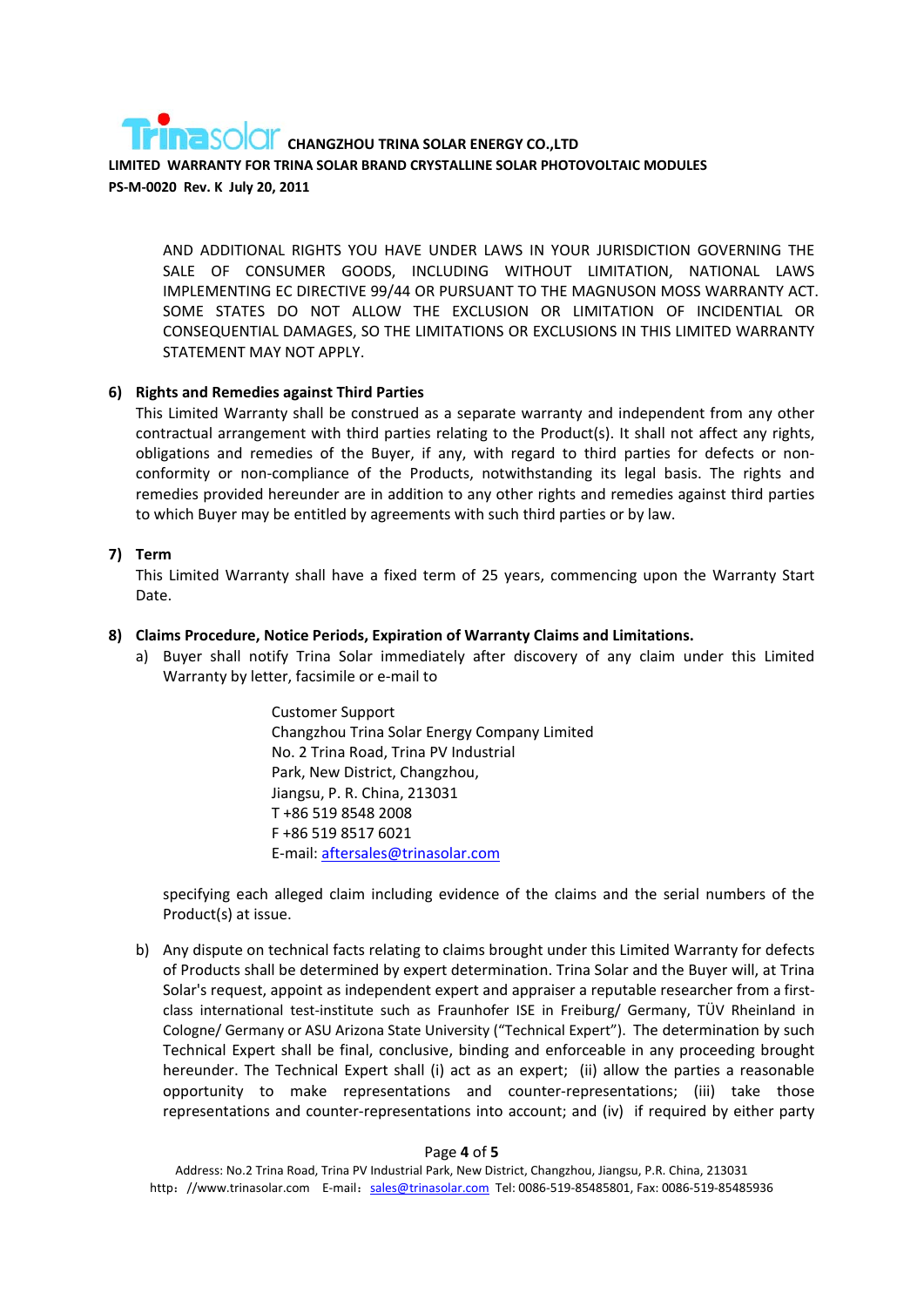AND ADDITIONAL RIGHTS YOU HAVE UNDER LAWS IN YOUR JURISDICTION GOVERNING THE SALE OF CONSUMER GOODS, INCLUDING WITHOUT LIMITATION, NATIONAL LAWS IMPLEMENTING EC DIRECTIVE 99/44 OR PURSUANT TO THE MAGNUSON MOSS WARRANTY ACT. SOME STATES DO NOT ALLOW THE EXCLUSION OR LIMITATION OF INCIDENTIAL OR CONSEQUENTIAL DAMAGES, SO THE LIMITATIONS OR EXCLUSIONS IN THIS LIMITED WARRANTY STATEMENT MAY NOT APPLY.

**6) Rights and Remedies against Third Parties**

This Limited Warranty shall be construed as a separate warranty and independent from any other contractual arrangement with third parties relating to the Product(s). It shall not affect any rights, obligations and remedies of the Buyer, if any, with regard to third parties for defects or non-conformity or non-compliance of the Products, notwithstanding its legal basis. The rights and remedies provided hereunder are in addition to any other rights and remedies against third parties to which Buyer may be entitled by agreements with such third parties or by law.

**7) Term**

This Limited Warranty shall have a fixed term of 25 years, commencing upon the Warranty Start Date.

**8) Claims Procedure, Notice Periods, Expiration of Warranty Claims and Limitations.**

a) Buyer shall notify Trina Solar immediately after discovery of any claim under this Limited Warranty by letter, facsimile or e-mail to

Customer Support
Changzhou Trina Solar Energy Company Limited
No. 2 Trina Road, Trina PV Industrial
Park, New District, Changzhou,
Jiangsu, P. R. China, 213031
T +86 519 8548 2008
F +86 519 8517 6021
E-mail: aftersales@trinasolar.com

specifying each alleged claim including evidence of the claims and the serial numbers of the Product(s) at issue.

b) Any dispute on technical facts relating to claims brought under this Limited Warranty for defects of Products shall be determined by expert determination. Trina Solar and the Buyer will, at Trina Solar's request, appoint as independent expert and appraiser a reputable researcher from a first-class international test-institute such as Fraunhofer ISE in Freiburg/ Germany, TÜV Rheinland in Cologne/ Germany or ASU Arizona State University ("Technical Expert"). The determination by such Technical Expert shall be final, conclusive, binding and enforceable in any proceeding brought hereunder. The Technical Expert shall (i) act as an expert; (ii) allow the parties a reasonable opportunity to make representations and counter-representations; (iii) take those representations and counter-representations into account; and (iv) if required by either party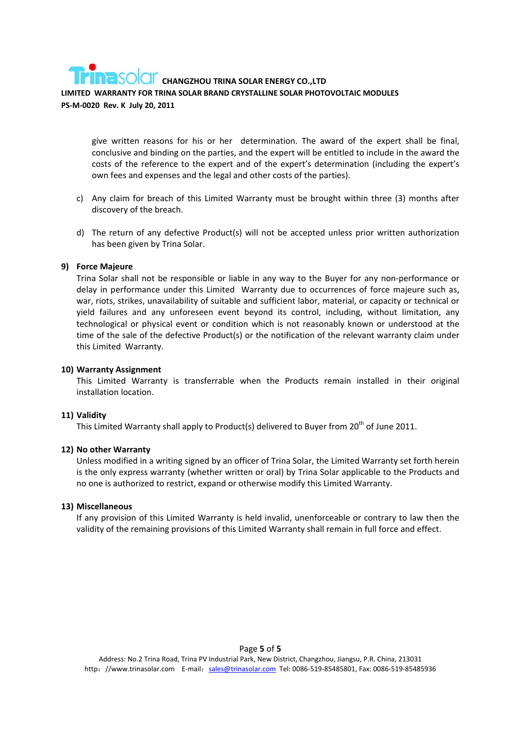give written reasons for his or her determination. The award of the expert shall be final, conclusive and binding on the parties, and the expert will be entitled to include in the award the costs of the reference to the expert and of the expert's determination (including the expert's own fees and expenses and the legal and other costs of the parties).

c) Any claim for breach of this Limited Warranty must be brought within three (3) months after discovery of the breach.

d) The return of any defective Product(s) will not be accepted unless prior written authorization has been given by Trina Solar.

**9) Force Majeure**

Trina Solar shall not be responsible or liable in any way to the Buyer for any non-performance or delay in performance under this Limited Warranty due to occurrences of force majeure such as, war, riots, strikes, unavailability of suitable and sufficient labor, material, or capacity or technical or yield failures and any unforeseen event beyond its control, including, without limitation, any technological or physical event or condition which is not reasonably known or understood at the time of the sale of the defective Product(s) or the notification of the relevant warranty claim under this Limited Warranty.

**10) Warranty Assignment**

This Limited Warranty is transferrable when the Products remain installed in their original installation location.

**11) Validity**

This Limited Warranty shall apply to Product(s) delivered to Buyer from 20th of June 2011.

**12) No other Warranty**

Unless modified in a writing signed by an officer of Trina Solar, the Limited Warranty set forth herein is the only express warranty (whether written or oral) by Trina Solar applicable to the Products and no one is authorized to restrict, expand or otherwise modify this Limited Warranty.

**13) Miscellaneous**

If any provision of this Limited Warranty is held invalid, unenforceable or contrary to law then the validity of the remaining provisions of this Limited Warranty shall remain in full force and effect.